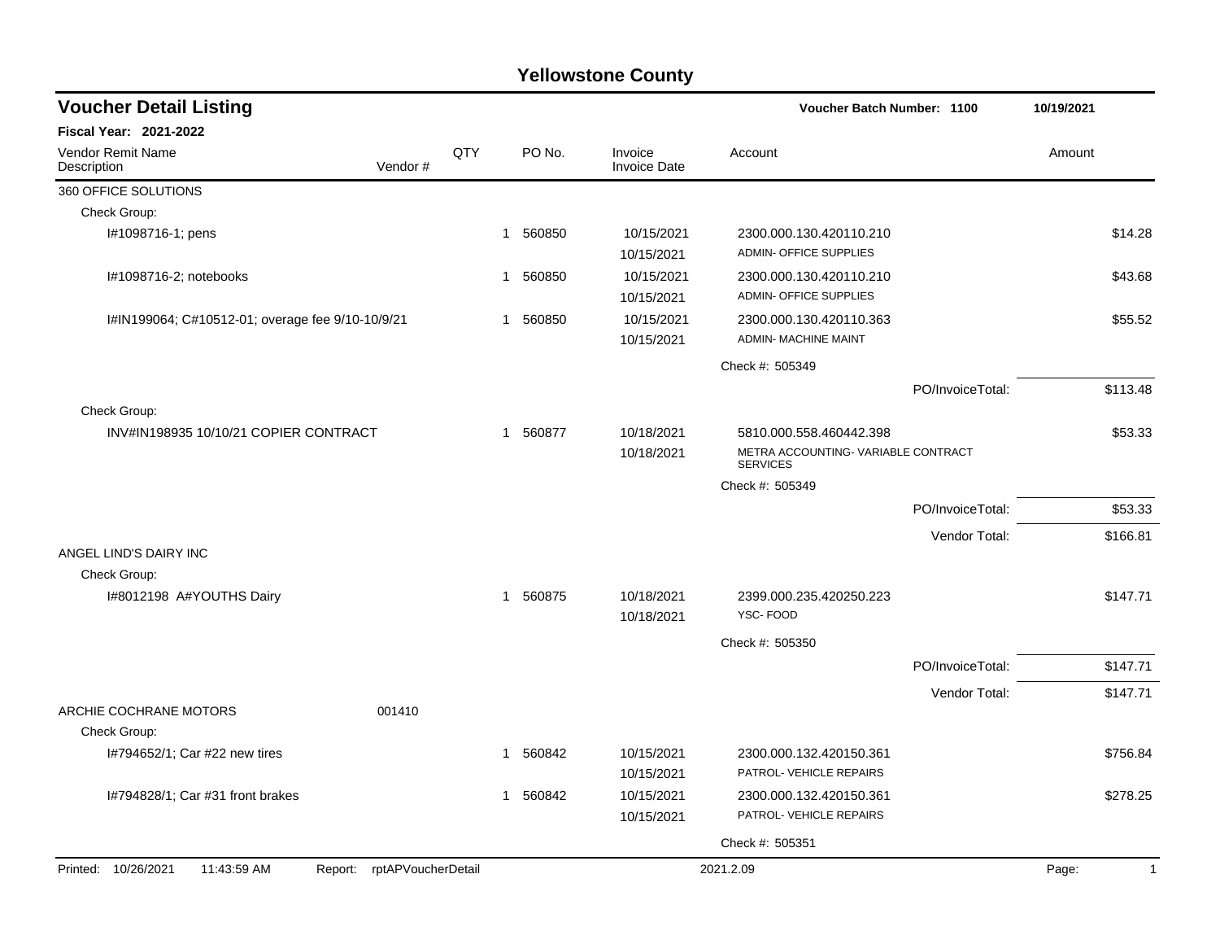# Yellowstone County

## Voucher Detail Listing

**Voucher Batch Number: 1100** 10/19/2021

**Fiscal Year: 2021-2022**

| Vendor Remit Name / Description | Vendor # | QTY | PO No. | Invoice / Invoice Date | Account | Amount |
|---|---|---|---|---|---|---|
| 360 OFFICE SOLUTIONS | | | | | | |
| Check Group: | | | | | | |
| I#1098716-1; pens | | 1 | 560850 | 10/15/2021 / 10/15/2021 | 2300.000.130.420110.210 ADMIN- OFFICE SUPPLIES | $14.28 |
| I#1098716-2; notebooks | | 1 | 560850 | 10/15/2021 / 10/15/2021 | 2300.000.130.420110.210 ADMIN- OFFICE SUPPLIES | $43.68 |
| I#IN199064; C#10512-01; overage fee 9/10-10/9/21 | | 1 | 560850 | 10/15/2021 / 10/15/2021 | 2300.000.130.420110.363 ADMIN- MACHINE MAINT | $55.52 |
| | | | | | Check #: 505349 | |
| | | | | | PO/InvoiceTotal: | $113.48 |
| Check Group: | | | | | | |
| INV#IN198935 10/10/21 COPIER CONTRACT | | 1 | 560877 | 10/18/2021 / 10/18/2021 | 5810.000.558.460442.398 METRA ACCOUNTING- VARIABLE CONTRACT SERVICES | $53.33 |
| | | | | | Check #: 505349 | |
| | | | | | PO/InvoiceTotal: | $53.33 |
| | | | | | Vendor Total: | $166.81 |
| ANGEL LIND'S DAIRY INC | | | | | | |
| Check Group: | | | | | | |
| I#8012198 A#YOUTHS Dairy | | 1 | 560875 | 10/18/2021 / 10/18/2021 | 2399.000.235.420250.223 YSC- FOOD | $147.71 |
| | | | | | Check #: 505350 | |
| | | | | | PO/InvoiceTotal: | $147.71 |
| | | | | | Vendor Total: | $147.71 |
| ARCHIE COCHRANE MOTORS | 001410 | | | | | |
| Check Group: | | | | | | |
| I#794652/1; Car #22 new tires | | 1 | 560842 | 10/15/2021 / 10/15/2021 | 2300.000.132.420150.361 PATROL- VEHICLE REPAIRS | $756.84 |
| I#794828/1; Car #31 front brakes | | 1 | 560842 | 10/15/2021 / 10/15/2021 | 2300.000.132.420150.361 PATROL- VEHICLE REPAIRS | $278.25 |
| | | | | | Check #: 505351 | |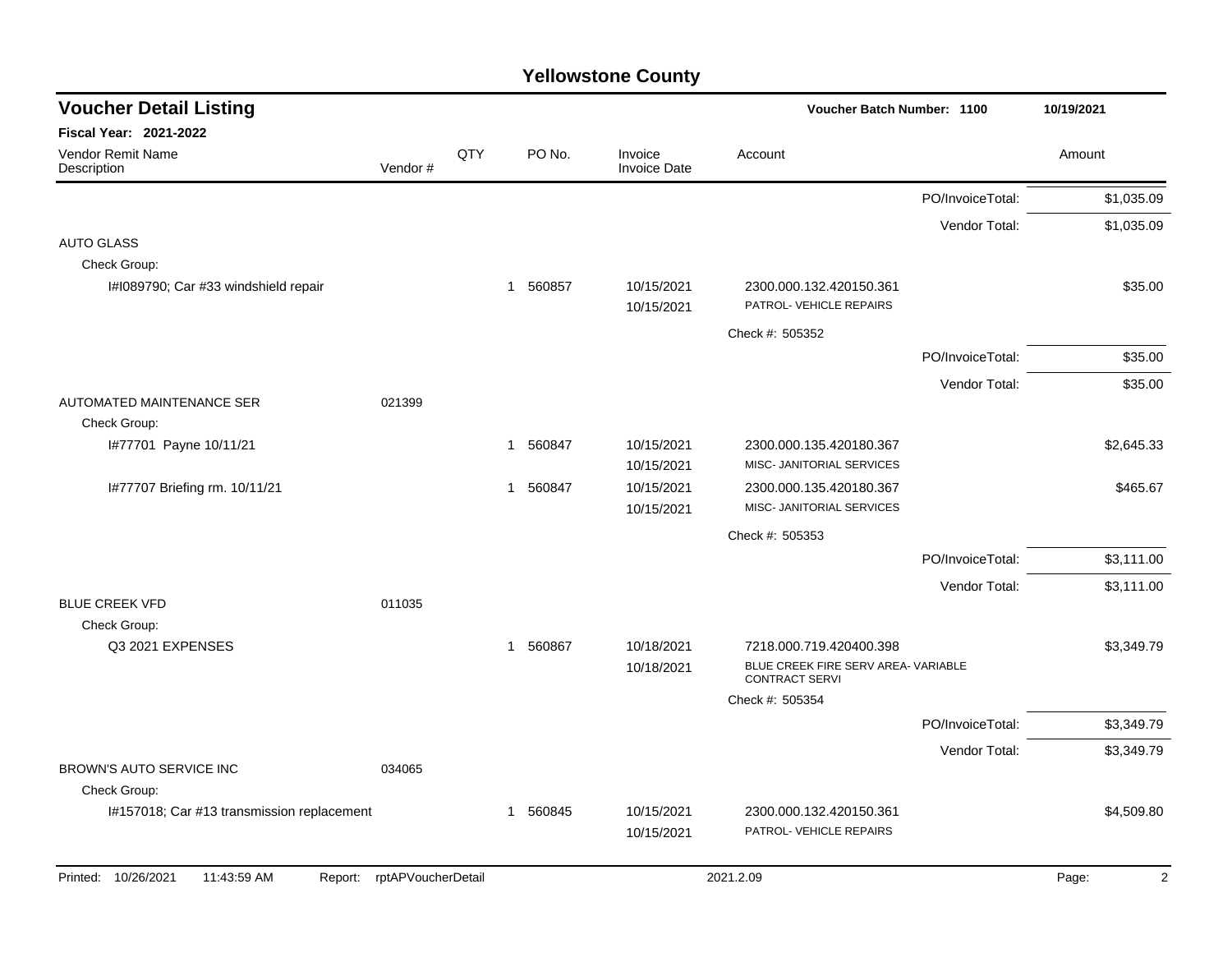# Yellowstone County

## Voucher Detail Listing

**Voucher Batch Number: 1100** — 10/19/2021

**Fiscal Year: 2021-2022**

| Vendor Remit Name / Description | Vendor # | QTY | PO No. | Invoice / Invoice Date | Account | Amount |
|---|---|---|---|---|---|---|
| | | | | | PO/InvoiceTotal: | $1,035.09 |
| | | | | | Vendor Total: | $1,035.09 |
| AUTO GLASS | | | | | | |
| Check Group: | | | | | | |
| I#I089790; Car #33 windshield repair | | 1 | 560857 | 10/15/2021<br>10/15/2021 | 2300.000.132.420150.361<br>PATROL- VEHICLE REPAIRS | $35.00 |
| | | | | | Check #: 505352 | |
| | | | | | PO/InvoiceTotal: | $35.00 |
| | | | | | Vendor Total: | $35.00 |
| AUTOMATED MAINTENANCE SER | 021399 | | | | | |
| Check Group: | | | | | | |
| I#77701 Payne 10/11/21 | | 1 | 560847 | 10/15/2021<br>10/15/2021 | 2300.000.135.420180.367<br>MISC- JANITORIAL SERVICES | $2,645.33 |
| I#77707 Briefing rm. 10/11/21 | | 1 | 560847 | 10/15/2021<br>10/15/2021 | 2300.000.135.420180.367<br>MISC- JANITORIAL SERVICES | $465.67 |
| | | | | | Check #: 505353 | |
| | | | | | PO/InvoiceTotal: | $3,111.00 |
| | | | | | Vendor Total: | $3,111.00 |
| BLUE CREEK VFD | 011035 | | | | | |
| Check Group: | | | | | | |
| Q3 2021 EXPENSES | | 1 | 560867 | 10/18/2021<br>10/18/2021 | 7218.000.719.420400.398<br>BLUE CREEK FIRE SERV AREA- VARIABLE CONTRACT SERVI | $3,349.79 |
| | | | | | Check #: 505354 | |
| | | | | | PO/InvoiceTotal: | $3,349.79 |
| | | | | | Vendor Total: | $3,349.79 |
| BROWN'S AUTO SERVICE INC | 034065 | | | | | |
| Check Group: | | | | | | |
| I#157018; Car #13 transmission replacement | | 1 | 560845 | 10/15/2021<br>10/15/2021 | 2300.000.132.420150.361<br>PATROL- VEHICLE REPAIRS | $4,509.80 |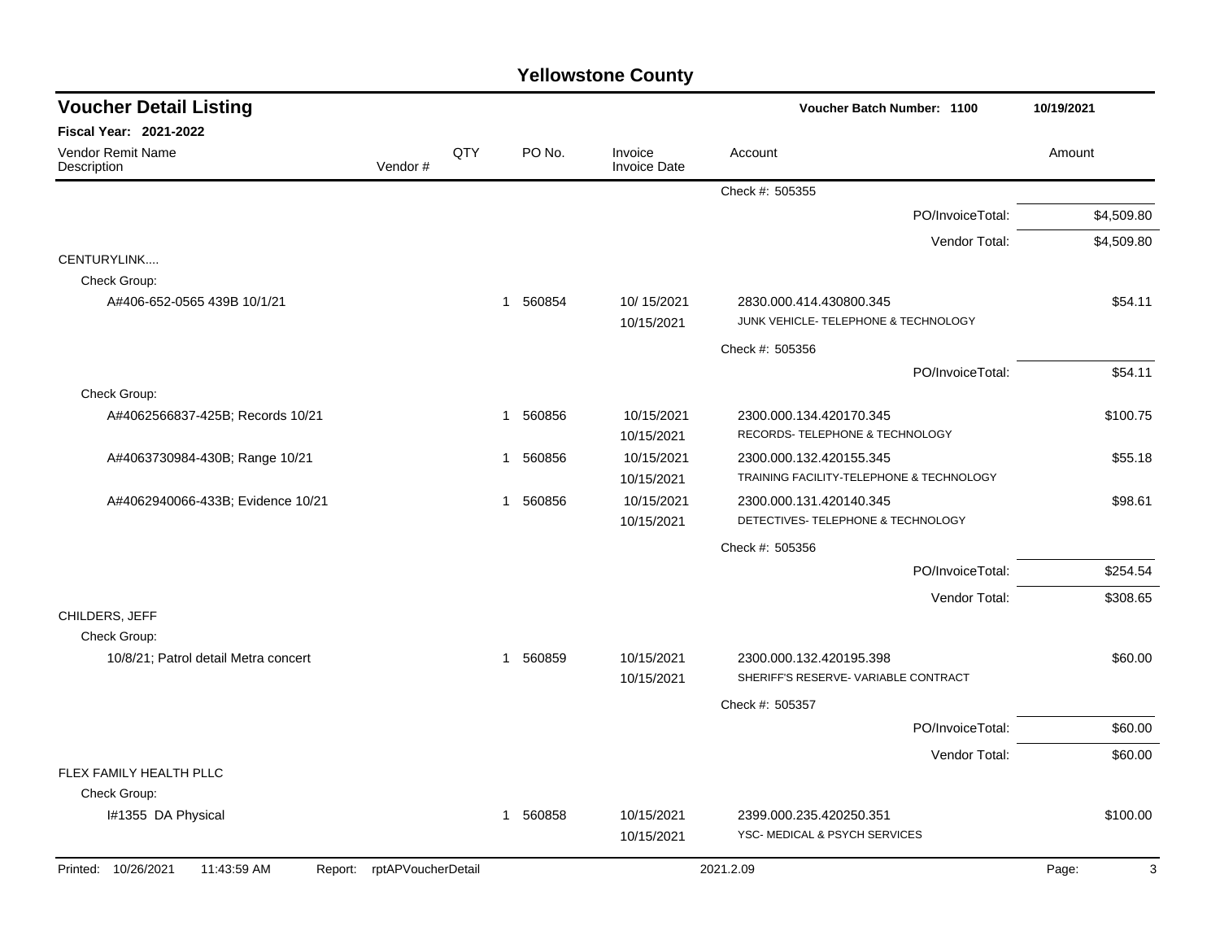# Yellowstone County

## Voucher Detail Listing

**Voucher Batch Number: 1100** 10/19/2021

**Fiscal Year: 2021-2022**

| Vendor Remit Name / Description | Vendor # | QTY | PO No. | Invoice / Invoice Date | Account | Amount |
|---|---|---|---|---|---|---|
| | | | | | Check #: 505355 | |
| | | | | | PO/InvoiceTotal: | $4,509.80 |
| | | | | | Vendor Total: | $4,509.80 |
| CENTURYLINK.... | | | | | | |
| Check Group: | | | | | | |
| A#406-652-0565 439B 10/1/21 | | 1 | 560854 | 10/ 15/2021<br>10/15/2021 | 2830.000.414.430800.345<br>JUNK VEHICLE- TELEPHONE & TECHNOLOGY | $54.11 |
| | | | | | Check #: 505356 | |
| | | | | | PO/InvoiceTotal: | $54.11 |
| Check Group: | | | | | | |
| A#4062566837-425B; Records 10/21 | | 1 | 560856 | 10/15/2021<br>10/15/2021 | 2300.000.134.420170.345<br>RECORDS- TELEPHONE & TECHNOLOGY | $100.75 |
| A#4063730984-430B; Range 10/21 | | 1 | 560856 | 10/15/2021<br>10/15/2021 | 2300.000.132.420155.345<br>TRAINING FACILITY-TELEPHONE & TECHNOLOGY | $55.18 |
| A#4062940066-433B; Evidence 10/21 | | 1 | 560856 | 10/15/2021<br>10/15/2021 | 2300.000.131.420140.345<br>DETECTIVES- TELEPHONE & TECHNOLOGY | $98.61 |
| | | | | | Check #: 505356 | |
| | | | | | PO/InvoiceTotal: | $254.54 |
| | | | | | Vendor Total: | $308.65 |
| CHILDERS, JEFF | | | | | | |
| Check Group: | | | | | | |
| 10/8/21; Patrol detail Metra concert | | 1 | 560859 | 10/15/2021<br>10/15/2021 | 2300.000.132.420195.398<br>SHERIFF'S RESERVE- VARIABLE CONTRACT | $60.00 |
| | | | | | Check #: 505357 | |
| | | | | | PO/InvoiceTotal: | $60.00 |
| | | | | | Vendor Total: | $60.00 |
| FLEX FAMILY HEALTH PLLC | | | | | | |
| Check Group: | | | | | | |
| I#1355 DA Physical | | 1 | 560858 | 10/15/2021<br>10/15/2021 | 2399.000.235.420250.351<br>YSC- MEDICAL & PSYCH SERVICES | $100.00 |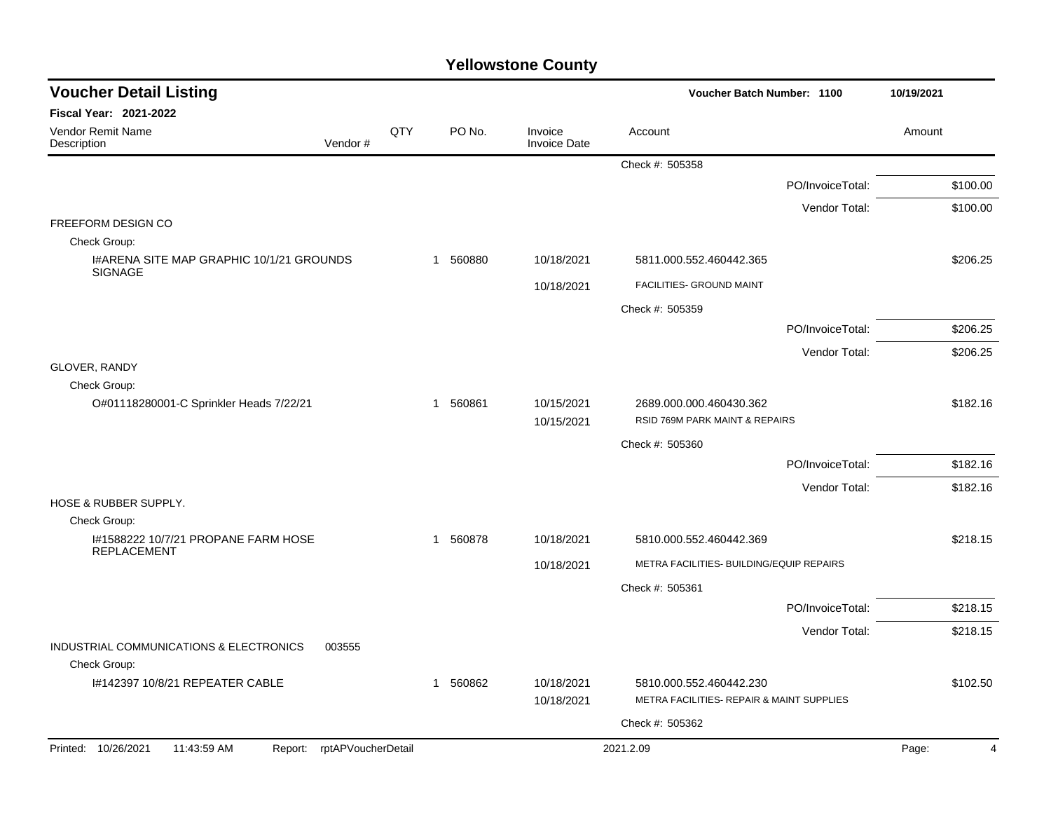# Yellowstone County

## Voucher Detail Listing

**Voucher Batch Number: 1100** 10/19/2021

**Fiscal Year: 2021-2022**

| Vendor Remit Name / Description | Vendor # | QTY | PO No. | Invoice / Invoice Date | Account | Amount |
|---|---|---|---|---|---|---|
| | | | | | Check #: 505358 | |
| | | | | | PO/InvoiceTotal: | $100.00 |
| | | | | | Vendor Total: | $100.00 |
| FREEFORM DESIGN CO | | | | | | |
| Check Group: | | | | | | |
| I#ARENA SITE MAP GRAPHIC 10/1/21 GROUNDS SIGNAGE | | 1 | 560880 | 10/18/2021 | 5811.000.552.460442.365 | $206.25 |
| | | | | 10/18/2021 | FACILITIES- GROUND MAINT | |
| | | | | | Check #: 505359 | |
| | | | | | PO/InvoiceTotal: | $206.25 |
| | | | | | Vendor Total: | $206.25 |
| GLOVER, RANDY | | | | | | |
| Check Group: | | | | | | |
| O#01118280001-C Sprinkler Heads 7/22/21 | | 1 | 560861 | 10/15/2021 | 2689.000.000.460430.362 | $182.16 |
| | | | | 10/15/2021 | RSID 769M PARK MAINT & REPAIRS | |
| | | | | | Check #: 505360 | |
| | | | | | PO/InvoiceTotal: | $182.16 |
| | | | | | Vendor Total: | $182.16 |
| HOSE & RUBBER SUPPLY. | | | | | | |
| Check Group: | | | | | | |
| I#1588222 10/7/21 PROPANE FARM HOSE REPLACEMENT | | 1 | 560878 | 10/18/2021 | 5810.000.552.460442.369 | $218.15 |
| | | | | 10/18/2021 | METRA FACILITIES- BUILDING/EQUIP REPAIRS | |
| | | | | | Check #: 505361 | |
| | | | | | PO/InvoiceTotal: | $218.15 |
| | | | | | Vendor Total: | $218.15 |
| INDUSTRIAL COMMUNICATIONS & ELECTRONICS | 003555 | | | | | |
| Check Group: | | | | | | |
| I#142397 10/8/21 REPEATER CABLE | | 1 | 560862 | 10/18/2021 | 5810.000.552.460442.230 | $102.50 |
| | | | | 10/18/2021 | METRA FACILITIES- REPAIR & MAINT SUPPLIES | |
| | | | | | Check #: 505362 | |

Printed: 10/26/2021 11:43:59 AM Report: rptAPVoucherDetail 2021.2.09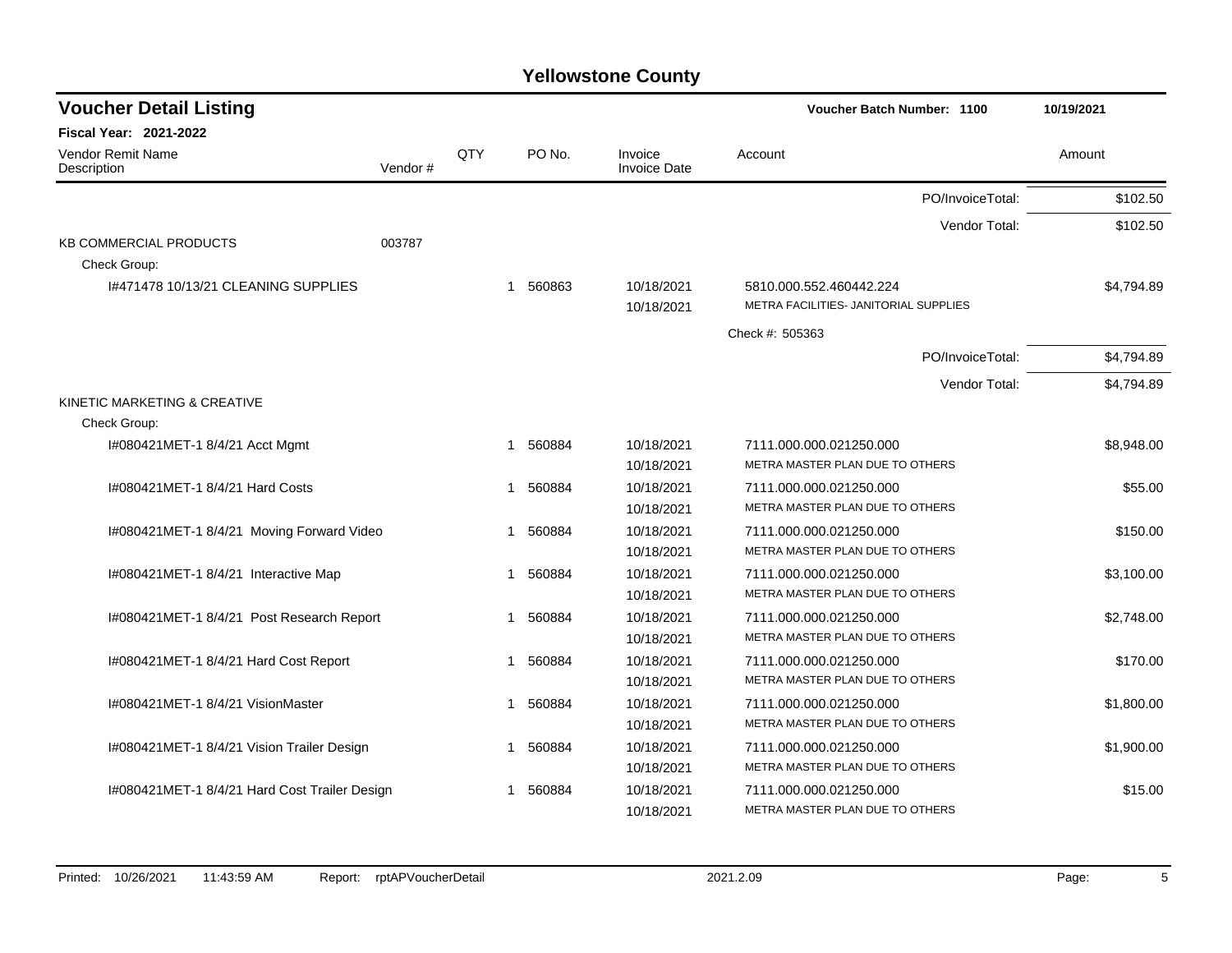# Yellowstone County

## Voucher Detail Listing

**Voucher Batch Number: 1100** — 10/19/2021

**Fiscal Year: 2021-2022**

| Vendor Remit Name / Description | Vendor # | QTY | PO No. | Invoice / Invoice Date | Account | Amount |
|---|---|---|---|---|---|---|
| | | | | | PO/InvoiceTotal: | $102.50 |
| | | | | | Vendor Total: | $102.50 |
| KB COMMERCIAL PRODUCTS | 003787 | | | | | |
| Check Group: | | | | | | |
| I#471478 10/13/21 CLEANING SUPPLIES | | 1 | 560863 | 10/18/2021<br>10/18/2021 | 5810.000.552.460442.224<br>METRA FACILITIES- JANITORIAL SUPPLIES | $4,794.89 |
| | | | | | Check #: 505363 | |
| | | | | | PO/InvoiceTotal: | $4,794.89 |
| | | | | | Vendor Total: | $4,794.89 |
| KINETIC MARKETING & CREATIVE | | | | | | |
| Check Group: | | | | | | |
| I#080421MET-1 8/4/21 Acct Mgmt | | 1 | 560884 | 10/18/2021<br>10/18/2021 | 7111.000.000.021250.000<br>METRA MASTER PLAN DUE TO OTHERS | $8,948.00 |
| I#080421MET-1 8/4/21 Hard Costs | | 1 | 560884 | 10/18/2021<br>10/18/2021 | 7111.000.000.021250.000<br>METRA MASTER PLAN DUE TO OTHERS | $55.00 |
| I#080421MET-1 8/4/21 Moving Forward Video | | 1 | 560884 | 10/18/2021<br>10/18/2021 | 7111.000.000.021250.000<br>METRA MASTER PLAN DUE TO OTHERS | $150.00 |
| I#080421MET-1 8/4/21 Interactive Map | | 1 | 560884 | 10/18/2021<br>10/18/2021 | 7111.000.000.021250.000<br>METRA MASTER PLAN DUE TO OTHERS | $3,100.00 |
| I#080421MET-1 8/4/21 Post Research Report | | 1 | 560884 | 10/18/2021<br>10/18/2021 | 7111.000.000.021250.000<br>METRA MASTER PLAN DUE TO OTHERS | $2,748.00 |
| I#080421MET-1 8/4/21 Hard Cost Report | | 1 | 560884 | 10/18/2021<br>10/18/2021 | 7111.000.000.021250.000<br>METRA MASTER PLAN DUE TO OTHERS | $170.00 |
| I#080421MET-1 8/4/21 VisionMaster | | 1 | 560884 | 10/18/2021<br>10/18/2021 | 7111.000.000.021250.000<br>METRA MASTER PLAN DUE TO OTHERS | $1,800.00 |
| I#080421MET-1 8/4/21 Vision Trailer Design | | 1 | 560884 | 10/18/2021<br>10/18/2021 | 7111.000.000.021250.000<br>METRA MASTER PLAN DUE TO OTHERS | $1,900.00 |
| I#080421MET-1 8/4/21 Hard Cost Trailer Design | | 1 | 560884 | 10/18/2021<br>10/18/2021 | 7111.000.000.021250.000<br>METRA MASTER PLAN DUE TO OTHERS | $15.00 |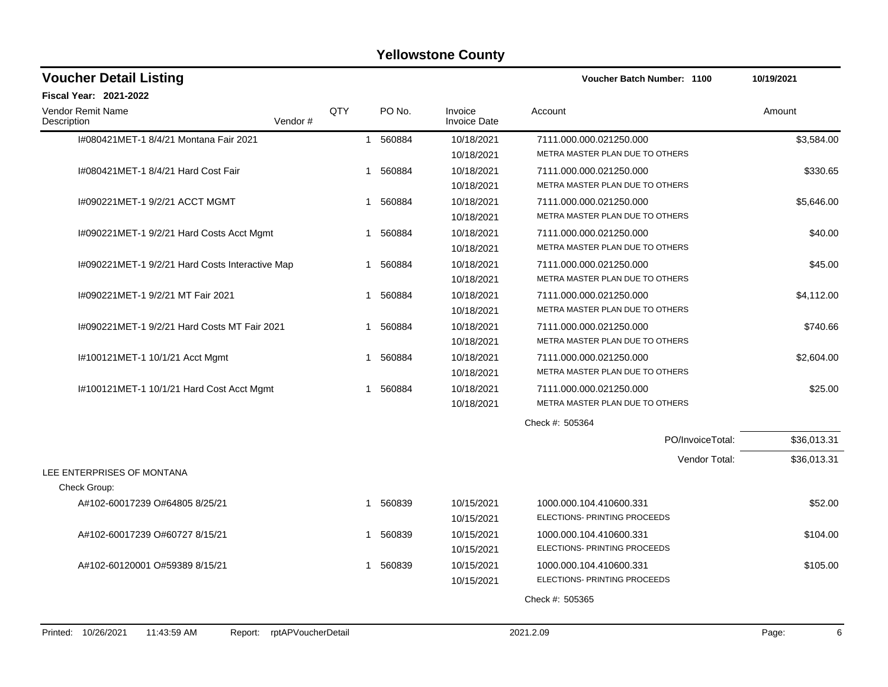# Yellowstone County

## Voucher Detail Listing

**Voucher Batch Number: 1100** 10/19/2021

**Fiscal Year: 2021-2022**

| Vendor Remit Name / Description | Vendor # | QTY | PO No. | Invoice / Invoice Date | Account | Amount |
|---|---|---|---|---|---|---|
| I#080421MET-1 8/4/21 Montana Fair 2021 | | 1 | 560884 | 10/18/2021 / 10/18/2021 | 7111.000.000.021250.000 METRA MASTER PLAN DUE TO OTHERS | $3,584.00 |
| I#080421MET-1 8/4/21 Hard Cost Fair | | 1 | 560884 | 10/18/2021 / 10/18/2021 | 7111.000.000.021250.000 METRA MASTER PLAN DUE TO OTHERS | $330.65 |
| I#090221MET-1 9/2/21 ACCT MGMT | | 1 | 560884 | 10/18/2021 / 10/18/2021 | 7111.000.000.021250.000 METRA MASTER PLAN DUE TO OTHERS | $5,646.00 |
| I#090221MET-1 9/2/21 Hard Costs Acct Mgmt | | 1 | 560884 | 10/18/2021 / 10/18/2021 | 7111.000.000.021250.000 METRA MASTER PLAN DUE TO OTHERS | $40.00 |
| I#090221MET-1 9/2/21 Hard Costs Interactive Map | | 1 | 560884 | 10/18/2021 / 10/18/2021 | 7111.000.000.021250.000 METRA MASTER PLAN DUE TO OTHERS | $45.00 |
| I#090221MET-1 9/2/21 MT Fair 2021 | | 1 | 560884 | 10/18/2021 / 10/18/2021 | 7111.000.000.021250.000 METRA MASTER PLAN DUE TO OTHERS | $4,112.00 |
| I#090221MET-1 9/2/21 Hard Costs MT Fair 2021 | | 1 | 560884 | 10/18/2021 / 10/18/2021 | 7111.000.000.021250.000 METRA MASTER PLAN DUE TO OTHERS | $740.66 |
| I#100121MET-1 10/1/21 Acct Mgmt | | 1 | 560884 | 10/18/2021 / 10/18/2021 | 7111.000.000.021250.000 METRA MASTER PLAN DUE TO OTHERS | $2,604.00 |
| I#100121MET-1 10/1/21 Hard Cost Acct Mgmt | | 1 | 560884 | 10/18/2021 / 10/18/2021 | 7111.000.000.021250.000 METRA MASTER PLAN DUE TO OTHERS | $25.00 |
| | | | | | Check #: 505364 | |
| | | | | | PO/InvoiceTotal: | $36,013.31 |
| | | | | | Vendor Total: | $36,013.31 |
| **LEE ENTERPRISES OF MONTANA** | | | | | | |
| Check Group: | | | | | | |
| A#102-60017239 O#64805 8/25/21 | | 1 | 560839 | 10/15/2021 / 10/15/2021 | 1000.000.104.410600.331 ELECTIONS- PRINTING PROCEEDS | $52.00 |
| A#102-60017239 O#60727 8/15/21 | | 1 | 560839 | 10/15/2021 / 10/15/2021 | 1000.000.104.410600.331 ELECTIONS- PRINTING PROCEEDS | $104.00 |
| A#102-60120001 O#59389 8/15/21 | | 1 | 560839 | 10/15/2021 / 10/15/2021 | 1000.000.104.410600.331 ELECTIONS- PRINTING PROCEEDS | $105.00 |
| | | | | | Check #: 505365 | |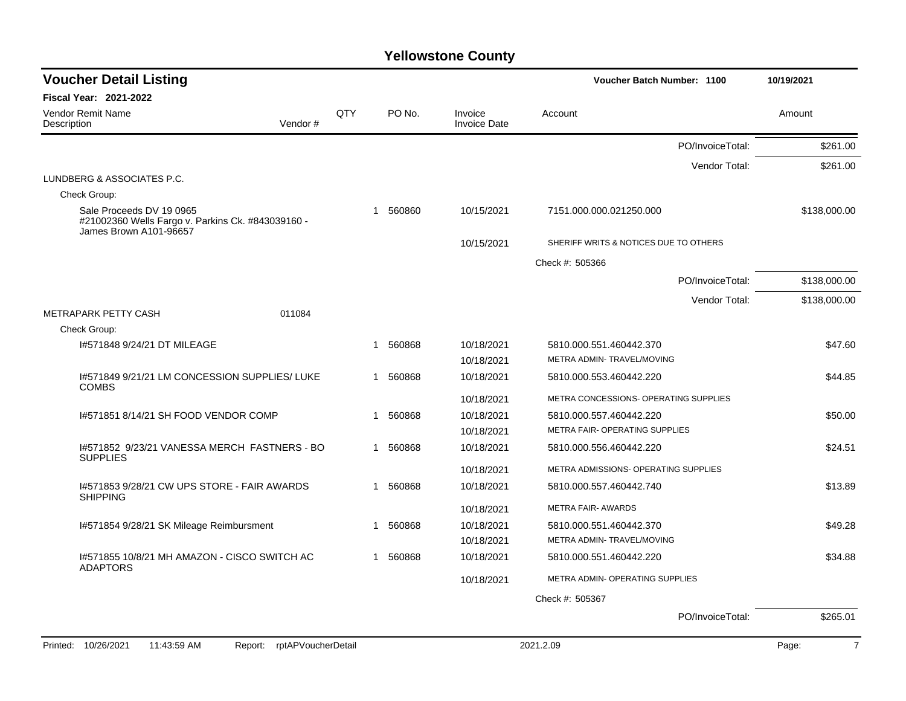# Yellowstone County

## Voucher Detail Listing

Voucher Batch Number: 1100 — 10/19/2021

**Fiscal Year: 2021-2022**

| Vendor Remit Name / Description | Vendor # | QTY | PO No. | Invoice / Invoice Date | Account | Amount |
|---|---|---|---|---|---|---|
| | | | | | PO/InvoiceTotal: | $261.00 |
| | | | | | Vendor Total: | $261.00 |
| LUNDBERG & ASSOCIATES P.C. | | | | | | |
| Check Group: | | | | | | |
| Sale Proceeds DV 19 0965 #21002360 Wells Fargo v. Parkins Ck. #843039160 - James Brown A101-96657 | | 1 | 560860 | 10/15/2021 | 7151.000.000.021250.000 | $138,000.00 |
| | | | | 10/15/2021 | SHERIFF WRITS & NOTICES DUE TO OTHERS | |
| | | | | | Check #: 505366 | |
| | | | | | PO/InvoiceTotal: | $138,000.00 |
| | | | | | Vendor Total: | $138,000.00 |
| METRAPARK PETTY CASH | 011084 | | | | | |
| Check Group: | | | | | | |
| I#571848 9/24/21 DT MILEAGE | | 1 | 560868 | 10/18/2021 | 5810.000.551.460442.370 | $47.60 |
| | | | | 10/18/2021 | METRA ADMIN- TRAVEL/MOVING | |
| I#571849 9/21/21 LM CONCESSION SUPPLIES/ LUKE COMBS | | 1 | 560868 | 10/18/2021 | 5810.000.553.460442.220 | $44.85 |
| | | | | 10/18/2021 | METRA CONCESSIONS- OPERATING SUPPLIES | |
| I#571851 8/14/21 SH FOOD VENDOR COMP | | 1 | 560868 | 10/18/2021 | 5810.000.557.460442.220 | $50.00 |
| | | | | 10/18/2021 | METRA FAIR- OPERATING SUPPLIES | |
| I#571852 9/23/21 VANESSA MERCH FASTNERS - BO SUPPLIES | | 1 | 560868 | 10/18/2021 | 5810.000.556.460442.220 | $24.51 |
| | | | | 10/18/2021 | METRA ADMISSIONS- OPERATING SUPPLIES | |
| I#571853 9/28/21 CW UPS STORE - FAIR AWARDS SHIPPING | | 1 | 560868 | 10/18/2021 | 5810.000.557.460442.740 | $13.89 |
| | | | | 10/18/2021 | METRA FAIR- AWARDS | |
| I#571854 9/28/21 SK Mileage Reimbursment | | 1 | 560868 | 10/18/2021 | 5810.000.551.460442.370 | $49.28 |
| | | | | 10/18/2021 | METRA ADMIN- TRAVEL/MOVING | |
| I#571855 10/8/21 MH AMAZON - CISCO SWITCH AC ADAPTORS | | 1 | 560868 | 10/18/2021 | 5810.000.551.460442.220 | $34.88 |
| | | | | 10/18/2021 | METRA ADMIN- OPERATING SUPPLIES | |
| | | | | | Check #: 505367 | |
| | | | | | PO/InvoiceTotal: | $265.01 |

Printed: 10/26/2021 11:43:59 AM Report: rptAPVoucherDetail 2021.2.09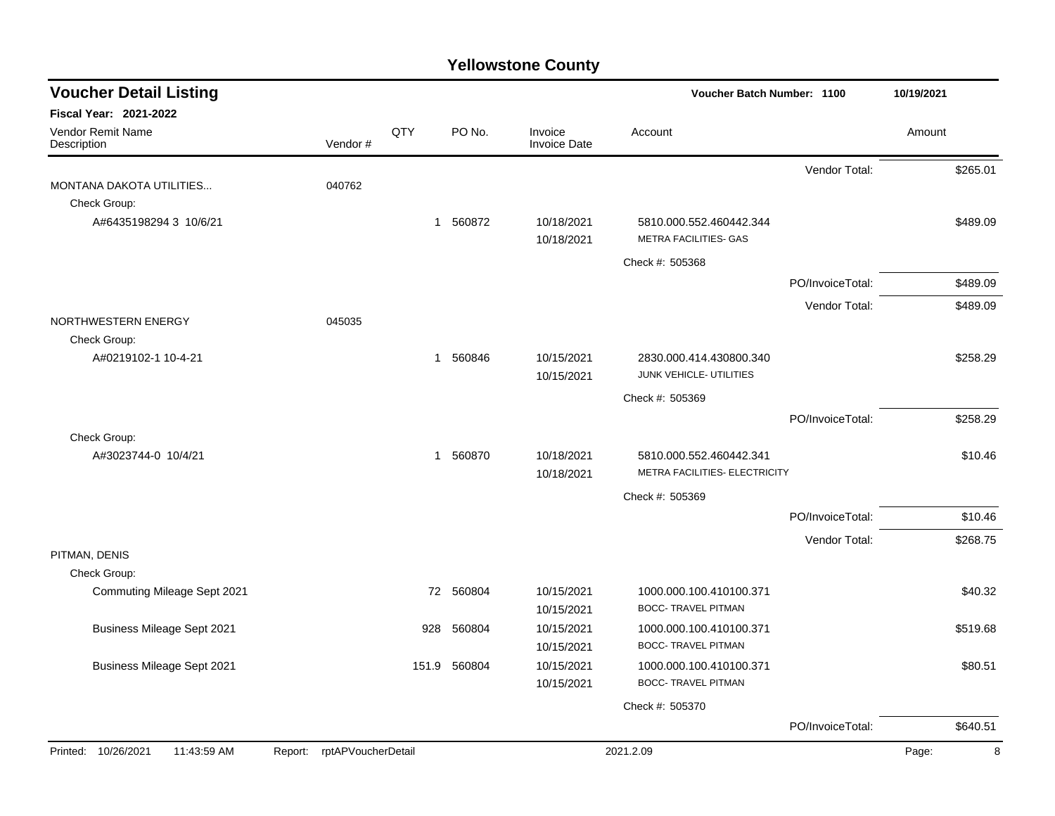# Yellowstone County

## Voucher Detail Listing

**Voucher Batch Number: 1100** — 10/19/2021

**Fiscal Year: 2021-2022**

| Vendor Remit Name / Description | Vendor # | QTY | PO No. | Invoice / Invoice Date | Account | | Amount |
|---|---|---|---|---|---|---|---|
| | | | | | | Vendor Total: | $265.01 |
| MONTANA DAKOTA UTILITIES... | 040762 | | | | | | |
| Check Group: | | | | | | | |
| A#6435198294 3 10/6/21 | | 1 | 560872 | 10/18/2021<br>10/18/2021 | 5810.000.552.460442.344<br>METRA FACILITIES- GAS | | $489.09 |
| | | | | | Check #: 505368 | | |
| | | | | | | PO/InvoiceTotal: | $489.09 |
| | | | | | | Vendor Total: | $489.09 |
| NORTHWESTERN ENERGY | 045035 | | | | | | |
| Check Group: | | | | | | | |
| A#0219102-1 10-4-21 | | 1 | 560846 | 10/15/2021<br>10/15/2021 | 2830.000.414.430800.340<br>JUNK VEHICLE- UTILITIES | | $258.29 |
| | | | | | Check #: 505369 | | |
| | | | | | | PO/InvoiceTotal: | $258.29 |
| Check Group: | | | | | | | |
| A#3023744-0 10/4/21 | | 1 | 560870 | 10/18/2021<br>10/18/2021 | 5810.000.552.460442.341<br>METRA FACILITIES- ELECTRICITY | | $10.46 |
| | | | | | Check #: 505369 | | |
| | | | | | | PO/InvoiceTotal: | $10.46 |
| | | | | | | Vendor Total: | $268.75 |
| PITMAN, DENIS | | | | | | | |
| Check Group: | | | | | | | |
| Commuting Mileage Sept 2021 | | 72 | 560804 | 10/15/2021<br>10/15/2021 | 1000.000.100.410100.371<br>BOCC- TRAVEL PITMAN | | $40.32 |
| Business Mileage Sept 2021 | | 928 | 560804 | 10/15/2021<br>10/15/2021 | 1000.000.100.410100.371<br>BOCC- TRAVEL PITMAN | | $519.68 |
| Business Mileage Sept 2021 | | 151.9 | 560804 | 10/15/2021<br>10/15/2021 | 1000.000.100.410100.371<br>BOCC- TRAVEL PITMAN | | $80.51 |
| | | | | | Check #: 505370 | | |
| | | | | | | PO/InvoiceTotal: | $640.51 |

Printed: 10/26/2021 11:43:59 AM Report: rptAPVoucherDetail 2021.2.09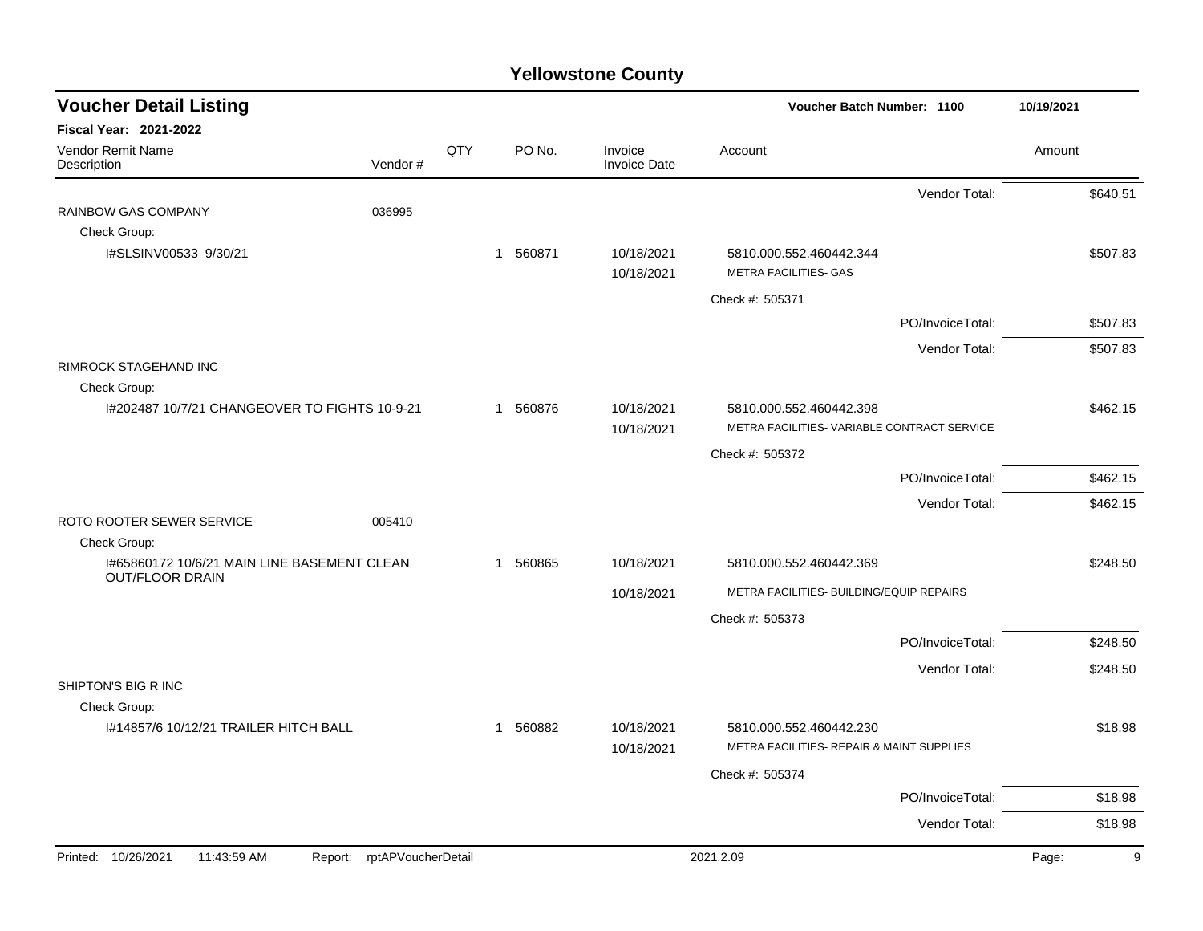# Yellowstone County

## Voucher Detail Listing

**Voucher Batch Number: 1100** — 10/19/2021

**Fiscal Year: 2021-2022**

| Vendor Remit Name / Description | Vendor # | QTY | PO No. | Invoice / Invoice Date | Account | Amount |
|---|---|---|---|---|---|---|
| | | | | | Vendor Total: | $640.51 |
| RAINBOW GAS COMPANY | 036995 | | | | | |
| Check Group: | | | | | | |
| I#SLSINV00533 9/30/21 | | 1 | 560871 | 10/18/2021 | 5810.000.552.460442.344 | $507.83 |
| | | | | 10/18/2021 | METRA FACILITIES- GAS | |
| | | | | | Check #: 505371 | |
| | | | | | PO/InvoiceTotal: | $507.83 |
| | | | | | Vendor Total: | $507.83 |
| RIMROCK STAGEHAND INC | | | | | | |
| Check Group: | | | | | | |
| I#202487 10/7/21 CHANGEOVER TO FIGHTS 10-9-21 | | 1 | 560876 | 10/18/2021 | 5810.000.552.460442.398 | $462.15 |
| | | | | 10/18/2021 | METRA FACILITIES- VARIABLE CONTRACT SERVICE | |
| | | | | | Check #: 505372 | |
| | | | | | PO/InvoiceTotal: | $462.15 |
| | | | | | Vendor Total: | $462.15 |
| ROTO ROOTER SEWER SERVICE | 005410 | | | | | |
| Check Group: | | | | | | |
| I#65860172 10/6/21 MAIN LINE BASEMENT CLEAN OUT/FLOOR DRAIN | | 1 | 560865 | 10/18/2021 | 5810.000.552.460442.369 | $248.50 |
| | | | | 10/18/2021 | METRA FACILITIES- BUILDING/EQUIP REPAIRS | |
| | | | | | Check #: 505373 | |
| | | | | | PO/InvoiceTotal: | $248.50 |
| | | | | | Vendor Total: | $248.50 |
| SHIPTON'S BIG R INC | | | | | | |
| Check Group: | | | | | | |
| I#14857/6 10/12/21 TRAILER HITCH BALL | | 1 | 560882 | 10/18/2021 | 5810.000.552.460442.230 | $18.98 |
| | | | | 10/18/2021 | METRA FACILITIES- REPAIR & MAINT SUPPLIES | |
| | | | | | Check #: 505374 | |
| | | | | | PO/InvoiceTotal: | $18.98 |
| | | | | | Vendor Total: | $18.98 |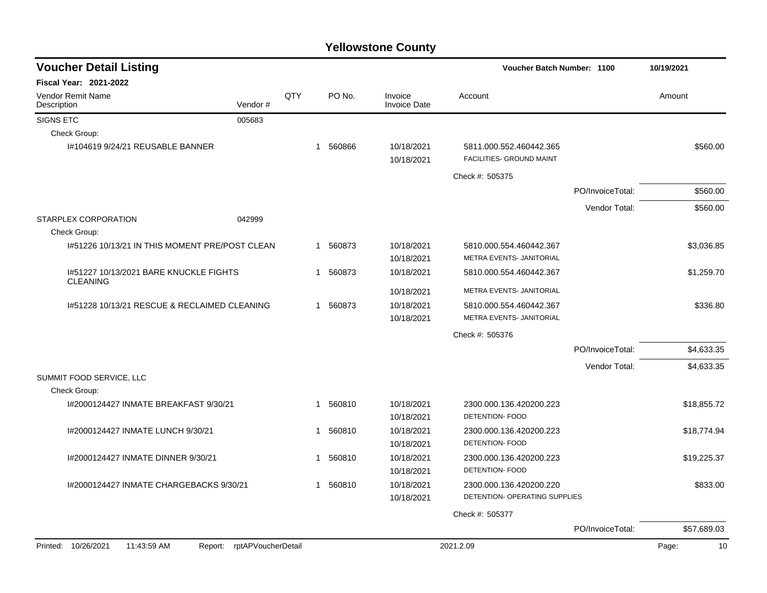# Yellowstone County

## Voucher Detail Listing

**Voucher Batch Number: 1100** — 10/19/2021

**Fiscal Year: 2021-2022**

| Vendor Remit Name / Description | Vendor # | QTY | PO No. | Invoice / Invoice Date | Account | Amount |
|---|---|---|---|---|---|---|
| SIGNS ETC | 005683 | | | | | |
| Check Group: | | | | | | |
| I#104619 9/24/21 REUSABLE BANNER | | 1 | 560866 | 10/18/2021 | 5811.000.552.460442.365 | $560.00 |
| | | | | 10/18/2021 | FACILITIES- GROUND MAINT | |
| | | | | | Check #: 505375 | |
| | | | | | PO/InvoiceTotal: | $560.00 |
| | | | | | Vendor Total: | $560.00 |
| STARPLEX CORPORATION | 042999 | | | | | |
| Check Group: | | | | | | |
| I#51226 10/13/21 IN THIS MOMENT PRE/POST CLEAN | | 1 | 560873 | 10/18/2021 | 5810.000.554.460442.367 | $3,036.85 |
| | | | | 10/18/2021 | METRA EVENTS- JANITORIAL | |
| I#51227 10/13/2021 BARE KNUCKLE FIGHTS CLEANING | | 1 | 560873 | 10/18/2021 | 5810.000.554.460442.367 | $1,259.70 |
| | | | | 10/18/2021 | METRA EVENTS- JANITORIAL | |
| I#51228 10/13/21 RESCUE & RECLAIMED CLEANING | | 1 | 560873 | 10/18/2021 | 5810.000.554.460442.367 | $336.80 |
| | | | | 10/18/2021 | METRA EVENTS- JANITORIAL | |
| | | | | | Check #: 505376 | |
| | | | | | PO/InvoiceTotal: | $4,633.35 |
| | | | | | Vendor Total: | $4,633.35 |
| SUMMIT FOOD SERVICE, LLC | | | | | | |
| Check Group: | | | | | | |
| I#2000124427 INMATE BREAKFAST 9/30/21 | | 1 | 560810 | 10/18/2021 | 2300.000.136.420200.223 | $18,855.72 |
| | | | | 10/18/2021 | DETENTION- FOOD | |
| I#2000124427 INMATE LUNCH 9/30/21 | | 1 | 560810 | 10/18/2021 | 2300.000.136.420200.223 | $18,774.94 |
| | | | | 10/18/2021 | DETENTION- FOOD | |
| I#2000124427 INMATE DINNER 9/30/21 | | 1 | 560810 | 10/18/2021 | 2300.000.136.420200.223 | $19,225.37 |
| | | | | 10/18/2021 | DETENTION- FOOD | |
| I#2000124427 INMATE CHARGEBACKS 9/30/21 | | 1 | 560810 | 10/18/2021 | 2300.000.136.420200.220 | $833.00 |
| | | | | 10/18/2021 | DETENTION- OPERATING SUPPLIES | |
| | | | | | Check #: 505377 | |
| | | | | | PO/InvoiceTotal: | $57,689.03 |

Printed: 10/26/2021 11:43:59 AM Report: rptAPVoucherDetail 2021.2.09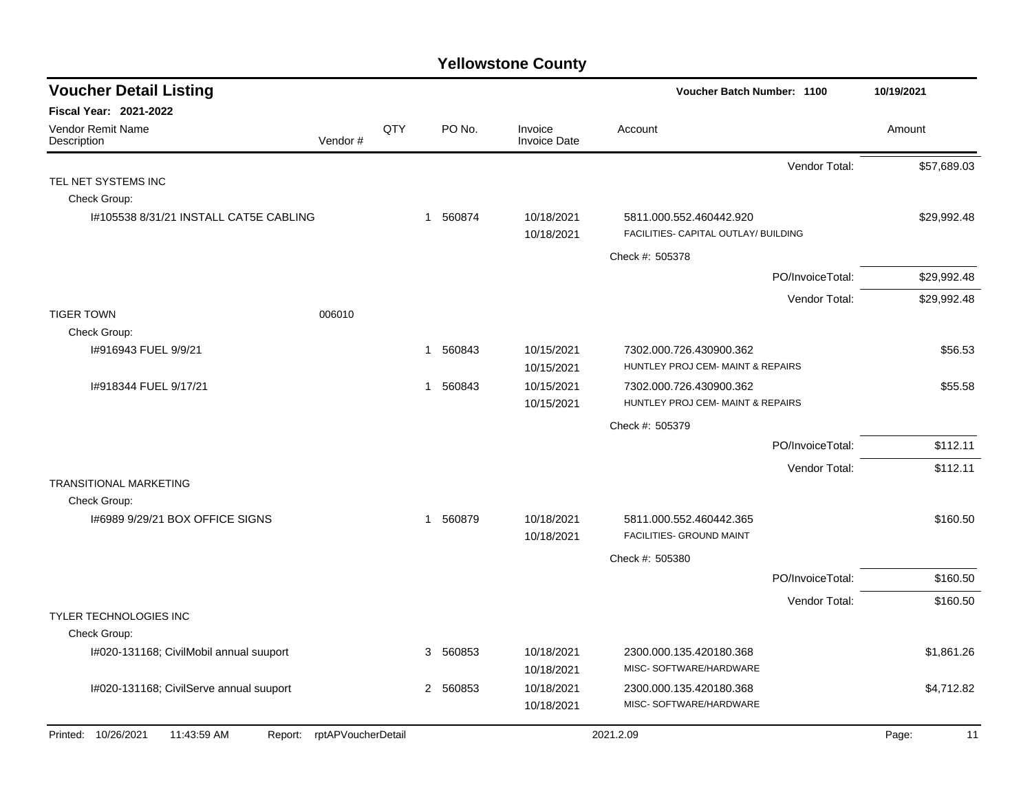# Yellowstone County

## Voucher Detail Listing

**Voucher Batch Number: 1100** | **10/19/2021**

**Fiscal Year: 2021-2022**

| Vendor Remit Name / Description | Vendor # | QTY | PO No. | Invoice / Invoice Date | Account | Amount |
|---|---|---|---|---|---|---|
| | | | | | Vendor Total: | $57,689.03 |
| TEL NET SYSTEMS INC | | | | | | |
| Check Group: | | | | | | |
| I#105538 8/31/21 INSTALL CAT5E CABLING | | 1 | 560874 | 10/18/2021 | 5811.000.552.460442.920 | $29,992.48 |
| | | | | 10/18/2021 | FACILITIES- CAPITAL OUTLAY/ BUILDING | |
| | | | | | Check #: 505378 | |
| | | | | | PO/InvoiceTotal: | $29,992.48 |
| | | | | | Vendor Total: | $29,992.48 |
| TIGER TOWN | 006010 | | | | | |
| Check Group: | | | | | | |
| I#916943 FUEL 9/9/21 | | 1 | 560843 | 10/15/2021 | 7302.000.726.430900.362 | $56.53 |
| | | | | 10/15/2021 | HUNTLEY PROJ CEM- MAINT & REPAIRS | |
| I#918344 FUEL 9/17/21 | | 1 | 560843 | 10/15/2021 | 7302.000.726.430900.362 | $55.58 |
| | | | | 10/15/2021 | HUNTLEY PROJ CEM- MAINT & REPAIRS | |
| | | | | | Check #: 505379 | |
| | | | | | PO/InvoiceTotal: | $112.11 |
| | | | | | Vendor Total: | $112.11 |
| TRANSITIONAL MARKETING | | | | | | |
| Check Group: | | | | | | |
| I#6989 9/29/21 BOX OFFICE SIGNS | | 1 | 560879 | 10/18/2021 | 5811.000.552.460442.365 | $160.50 |
| | | | | 10/18/2021 | FACILITIES- GROUND MAINT | |
| | | | | | Check #: 505380 | |
| | | | | | PO/InvoiceTotal: | $160.50 |
| | | | | | Vendor Total: | $160.50 |
| TYLER TECHNOLOGIES INC | | | | | | |
| Check Group: | | | | | | |
| I#020-131168; CivilMobil annual suuport | | 3 | 560853 | 10/18/2021 | 2300.000.135.420180.368 | $1,861.26 |
| | | | | 10/18/2021 | MISC- SOFTWARE/HARDWARE | |
| I#020-131168; CivilServe annual suuport | | 2 | 560853 | 10/18/2021 | 2300.000.135.420180.368 | $4,712.82 |
| | | | | 10/18/2021 | MISC- SOFTWARE/HARDWARE | |

Printed: 10/26/2021 11:43:59 AM Report: rptAPVoucherDetail 2021.2.09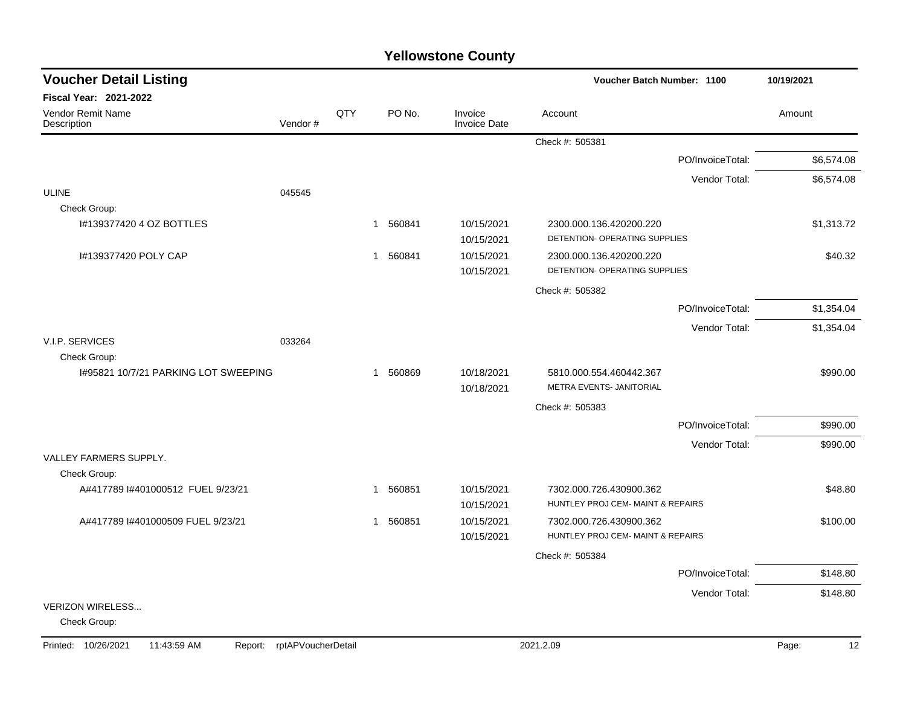# Yellowstone County

## Voucher Detail Listing

**Voucher Batch Number: 1100** — 10/19/2021

**Fiscal Year: 2021-2022**

| Vendor Remit Name / Description | Vendor # | QTY | PO No. | Invoice / Invoice Date | Account | Amount |
|---|---|---|---|---|---|---|
| | | | | | Check #: 505381 | |
| | | | | | PO/InvoiceTotal: | $6,574.08 |
| | | | | | Vendor Total: | $6,574.08 |
| ULINE | 045545 | | | | | |
| Check Group: | | | | | | |
| I#139377420 4 OZ BOTTLES | | 1 | 560841 | 10/15/2021<br>10/15/2021 | 2300.000.136.420200.220<br>DETENTION- OPERATING SUPPLIES | $1,313.72 |
| I#139377420 POLY CAP | | 1 | 560841 | 10/15/2021<br>10/15/2021 | 2300.000.136.420200.220<br>DETENTION- OPERATING SUPPLIES | $40.32 |
| | | | | | Check #: 505382 | |
| | | | | | PO/InvoiceTotal: | $1,354.04 |
| | | | | | Vendor Total: | $1,354.04 |
| V.I.P. SERVICES | 033264 | | | | | |
| Check Group: | | | | | | |
| I#95821 10/7/21 PARKING LOT SWEEPING | | 1 | 560869 | 10/18/2021<br>10/18/2021 | 5810.000.554.460442.367<br>METRA EVENTS- JANITORIAL | $990.00 |
| | | | | | Check #: 505383 | |
| | | | | | PO/InvoiceTotal: | $990.00 |
| | | | | | Vendor Total: | $990.00 |
| VALLEY FARMERS SUPPLY. | | | | | | |
| Check Group: | | | | | | |
| A#417789 I#401000512 FUEL 9/23/21 | | 1 | 560851 | 10/15/2021<br>10/15/2021 | 7302.000.726.430900.362<br>HUNTLEY PROJ CEM- MAINT & REPAIRS | $48.80 |
| A#417789 I#401000509 FUEL 9/23/21 | | 1 | 560851 | 10/15/2021<br>10/15/2021 | 7302.000.726.430900.362<br>HUNTLEY PROJ CEM- MAINT & REPAIRS | $100.00 |
| | | | | | Check #: 505384 | |
| | | | | | PO/InvoiceTotal: | $148.80 |
| | | | | | Vendor Total: | $148.80 |
| VERIZON WIRELESS... | | | | | | |
| Check Group: | | | | | | |

Printed: 10/26/2021 11:43:59 AM Report: rptAPVoucherDetail 2021.2.09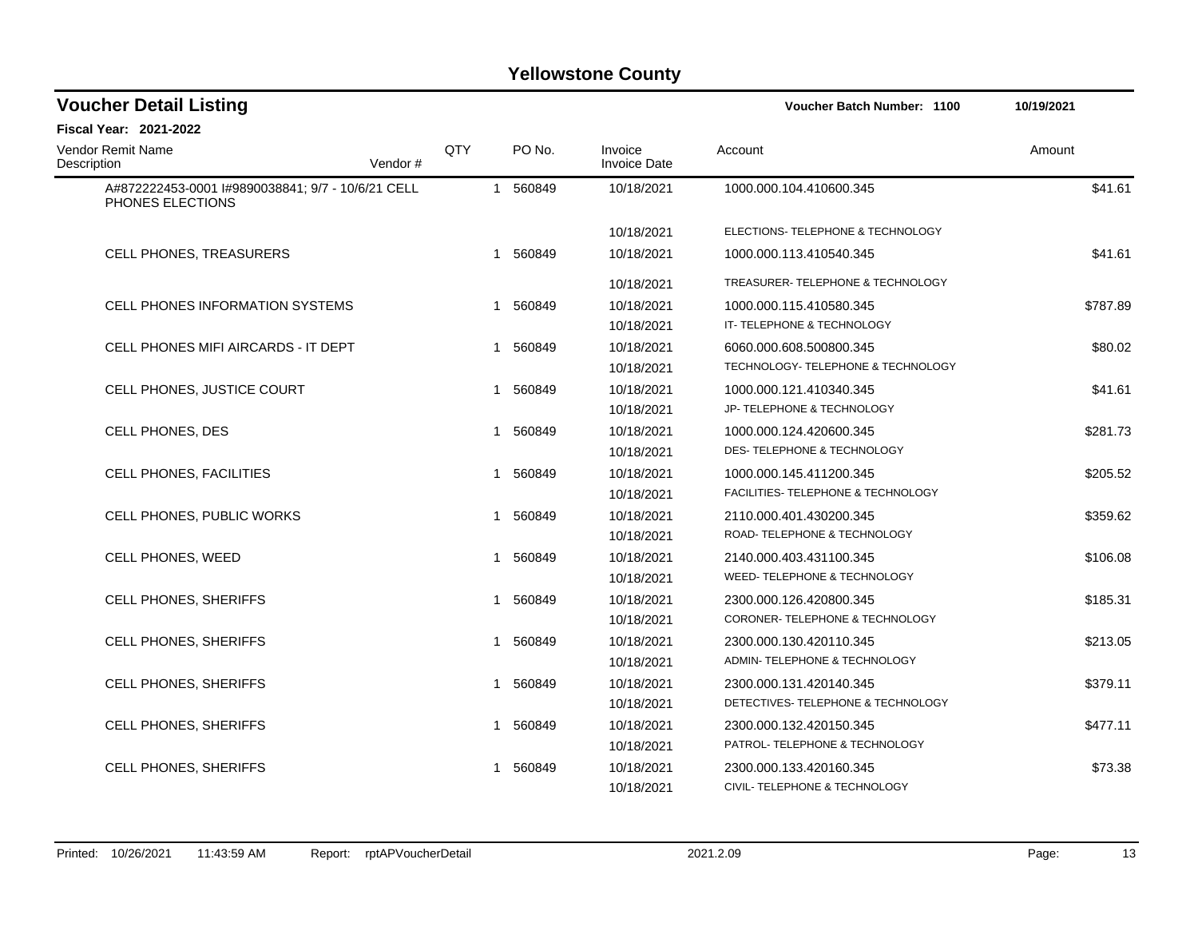# Yellowstone County

## Voucher Detail Listing

**Voucher Batch Number: 1100** 10/19/2021

**Fiscal Year: 2021-2022**

| Vendor Remit Name / Description | Vendor # | QTY | PO No. | Invoice / Invoice Date | Account | Amount |
|---|---|---|---|---|---|---|
| A#872222453-0001 I#9890038841; 9/7 - 10/6/21 CELL PHONES ELECTIONS | | 1 | 560849 | 10/18/2021 | 1000.000.104.410600.345 | $41.61 |
| | | | | 10/18/2021 | ELECTIONS- TELEPHONE & TECHNOLOGY | |
| CELL PHONES, TREASURERS | | 1 | 560849 | 10/18/2021 | 1000.000.113.410540.345 | $41.61 |
| | | | | 10/18/2021 | TREASURER- TELEPHONE & TECHNOLOGY | |
| CELL PHONES INFORMATION SYSTEMS | | 1 | 560849 | 10/18/2021 | 1000.000.115.410580.345 | $787.89 |
| | | | | 10/18/2021 | IT- TELEPHONE & TECHNOLOGY | |
| CELL PHONES MIFI AIRCARDS - IT DEPT | | 1 | 560849 | 10/18/2021 | 6060.000.608.500800.345 | $80.02 |
| | | | | 10/18/2021 | TECHNOLOGY- TELEPHONE & TECHNOLOGY | |
| CELL PHONES, JUSTICE COURT | | 1 | 560849 | 10/18/2021 | 1000.000.121.410340.345 | $41.61 |
| | | | | 10/18/2021 | JP- TELEPHONE & TECHNOLOGY | |
| CELL PHONES, DES | | 1 | 560849 | 10/18/2021 | 1000.000.124.420600.345 | $281.73 |
| | | | | 10/18/2021 | DES- TELEPHONE & TECHNOLOGY | |
| CELL PHONES, FACILITIES | | 1 | 560849 | 10/18/2021 | 1000.000.145.411200.345 | $205.52 |
| | | | | 10/18/2021 | FACILITIES- TELEPHONE & TECHNOLOGY | |
| CELL PHONES, PUBLIC WORKS | | 1 | 560849 | 10/18/2021 | 2110.000.401.430200.345 | $359.62 |
| | | | | 10/18/2021 | ROAD- TELEPHONE & TECHNOLOGY | |
| CELL PHONES, WEED | | 1 | 560849 | 10/18/2021 | 2140.000.403.431100.345 | $106.08 |
| | | | | 10/18/2021 | WEED- TELEPHONE & TECHNOLOGY | |
| CELL PHONES, SHERIFFS | | 1 | 560849 | 10/18/2021 | 2300.000.126.420800.345 | $185.31 |
| | | | | 10/18/2021 | CORONER- TELEPHONE & TECHNOLOGY | |
| CELL PHONES, SHERIFFS | | 1 | 560849 | 10/18/2021 | 2300.000.130.420110.345 | $213.05 |
| | | | | 10/18/2021 | ADMIN- TELEPHONE & TECHNOLOGY | |
| CELL PHONES, SHERIFFS | | 1 | 560849 | 10/18/2021 | 2300.000.131.420140.345 | $379.11 |
| | | | | 10/18/2021 | DETECTIVES- TELEPHONE & TECHNOLOGY | |
| CELL PHONES, SHERIFFS | | 1 | 560849 | 10/18/2021 | 2300.000.132.420150.345 | $477.11 |
| | | | | 10/18/2021 | PATROL- TELEPHONE & TECHNOLOGY | |
| CELL PHONES, SHERIFFS | | 1 | 560849 | 10/18/2021 | 2300.000.133.420160.345 | $73.38 |
| | | | | 10/18/2021 | CIVIL- TELEPHONE & TECHNOLOGY | |

Printed: 10/26/2021 11:43:59 AM Report: rptAPVoucherDetail 2021.2.09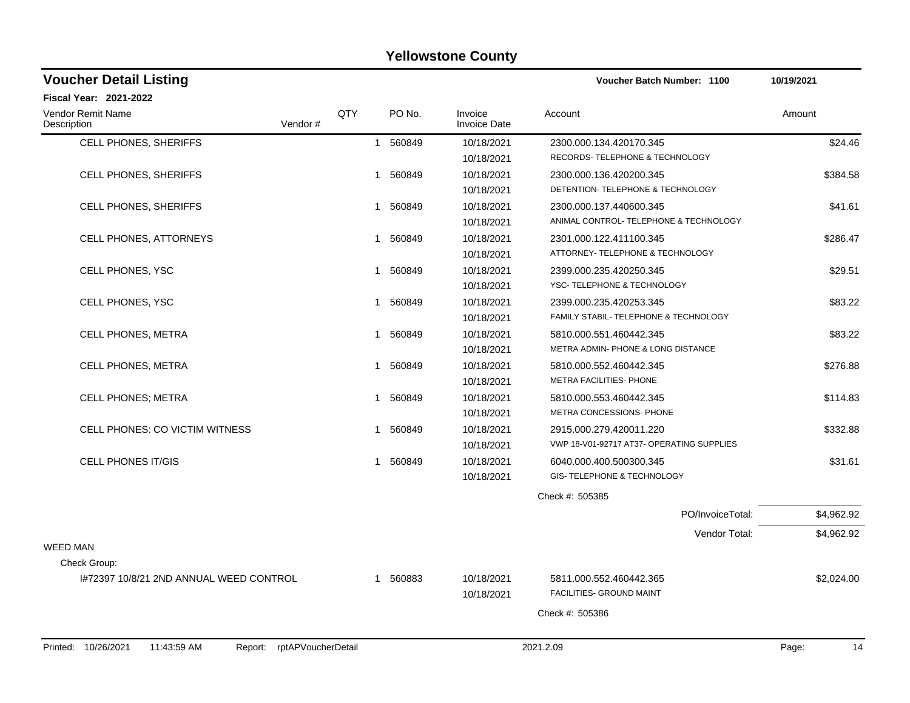# Yellowstone County

## Voucher Detail Listing

**Voucher Batch Number: 1100** 10/19/2021

**Fiscal Year: 2021-2022**

| Vendor Remit Name / Description | Vendor # | QTY | PO No. | Invoice / Invoice Date | Account | Amount |
|---|---|---|---|---|---|---|
| CELL PHONES, SHERIFFS | | 1 | 560849 | 10/18/2021 / 10/18/2021 | 2300.000.134.420170.345 RECORDS- TELEPHONE & TECHNOLOGY | $24.46 |
| CELL PHONES, SHERIFFS | | 1 | 560849 | 10/18/2021 / 10/18/2021 | 2300.000.136.420200.345 DETENTION- TELEPHONE & TECHNOLOGY | $384.58 |
| CELL PHONES, SHERIFFS | | 1 | 560849 | 10/18/2021 / 10/18/2021 | 2300.000.137.440600.345 ANIMAL CONTROL- TELEPHONE & TECHNOLOGY | $41.61 |
| CELL PHONES, ATTORNEYS | | 1 | 560849 | 10/18/2021 / 10/18/2021 | 2301.000.122.411100.345 ATTORNEY- TELEPHONE & TECHNOLOGY | $286.47 |
| CELL PHONES, YSC | | 1 | 560849 | 10/18/2021 / 10/18/2021 | 2399.000.235.420250.345 YSC- TELEPHONE & TECHNOLOGY | $29.51 |
| CELL PHONES, YSC | | 1 | 560849 | 10/18/2021 / 10/18/2021 | 2399.000.235.420253.345 FAMILY STABIL- TELEPHONE & TECHNOLOGY | $83.22 |
| CELL PHONES, METRA | | 1 | 560849 | 10/18/2021 / 10/18/2021 | 5810.000.551.460442.345 METRA ADMIN- PHONE & LONG DISTANCE | $83.22 |
| CELL PHONES, METRA | | 1 | 560849 | 10/18/2021 / 10/18/2021 | 5810.000.552.460442.345 METRA FACILITIES- PHONE | $276.88 |
| CELL PHONES; METRA | | 1 | 560849 | 10/18/2021 / 10/18/2021 | 5810.000.553.460442.345 METRA CONCESSIONS- PHONE | $114.83 |
| CELL PHONES: CO VICTIM WITNESS | | 1 | 560849 | 10/18/2021 / 10/18/2021 | 2915.000.279.420011.220 VWP 18-V01-92717 AT37- OPERATING SUPPLIES | $332.88 |
| CELL PHONES IT/GIS | | 1 | 560849 | 10/18/2021 / 10/18/2021 | 6040.000.400.500300.345 GIS- TELEPHONE & TECHNOLOGY | $31.61 |
| | | | | | Check #: 505385 | |
| | | | | | PO/InvoiceTotal: | $4,962.92 |
| | | | | | Vendor Total: | $4,962.92 |
| **WEED MAN** | | | | | | |
| Check Group: | | | | | | |
| I#72397 10/8/21 2ND ANNUAL WEED CONTROL | | 1 | 560883 | 10/18/2021 / 10/18/2021 | 5811.000.552.460442.365 FACILITIES- GROUND MAINT | $2,024.00 |
| | | | | | Check #: 505386 | |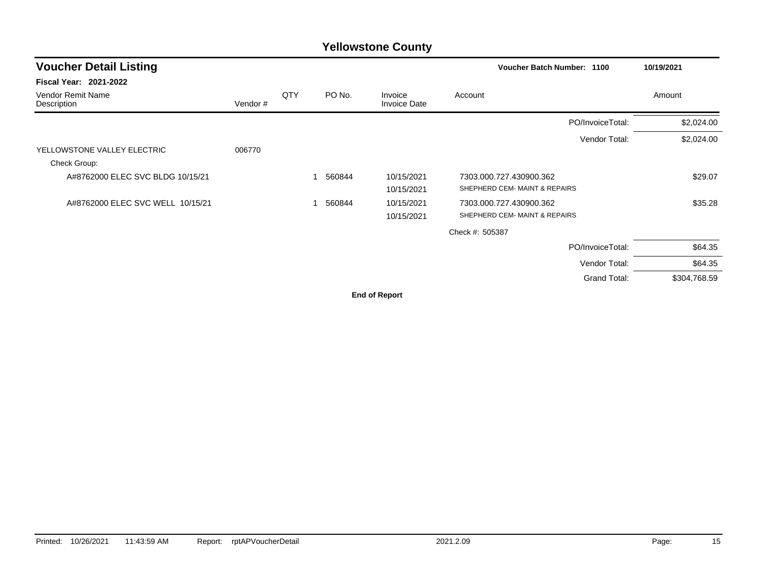## Yellowstone County

### Voucher Detail Listing

**Voucher Batch Number: 1100** — **10/19/2021**

**Fiscal Year: 2021-2022**

| Vendor Remit Name / Description | Vendor # | QTY | PO No. | Invoice / Invoice Date | Account | Amount |
|---|---|---|---|---|---|---|
| | | | | | PO/InvoiceTotal: | $2,024.00 |
| | | | | | Vendor Total: | $2,024.00 |
| YELLOWSTONE VALLEY ELECTRIC | 006770 | | | | | |
| Check Group: | | | | | | |
| A#8762000 ELEC SVC BLDG 10/15/21 | | 1 | 560844 | 10/15/2021<br>10/15/2021 | 7303.000.727.430900.362<br>SHEPHERD CEM- MAINT & REPAIRS | $29.07 |
| A#8762000 ELEC SVC WELL 10/15/21 | | 1 | 560844 | 10/15/2021<br>10/15/2021 | 7303.000.727.430900.362<br>SHEPHERD CEM- MAINT & REPAIRS | $35.28 |
| | | | | | Check #: 505387 | |
| | | | | | PO/InvoiceTotal: | $64.35 |
| | | | | | Vendor Total: | $64.35 |
| | | | | | Grand Total: | $304,768.59 |

**End of Report**

Printed: 10/26/2021 11:43:59 AM Report: rptAPVoucherDetail 2021.2.09